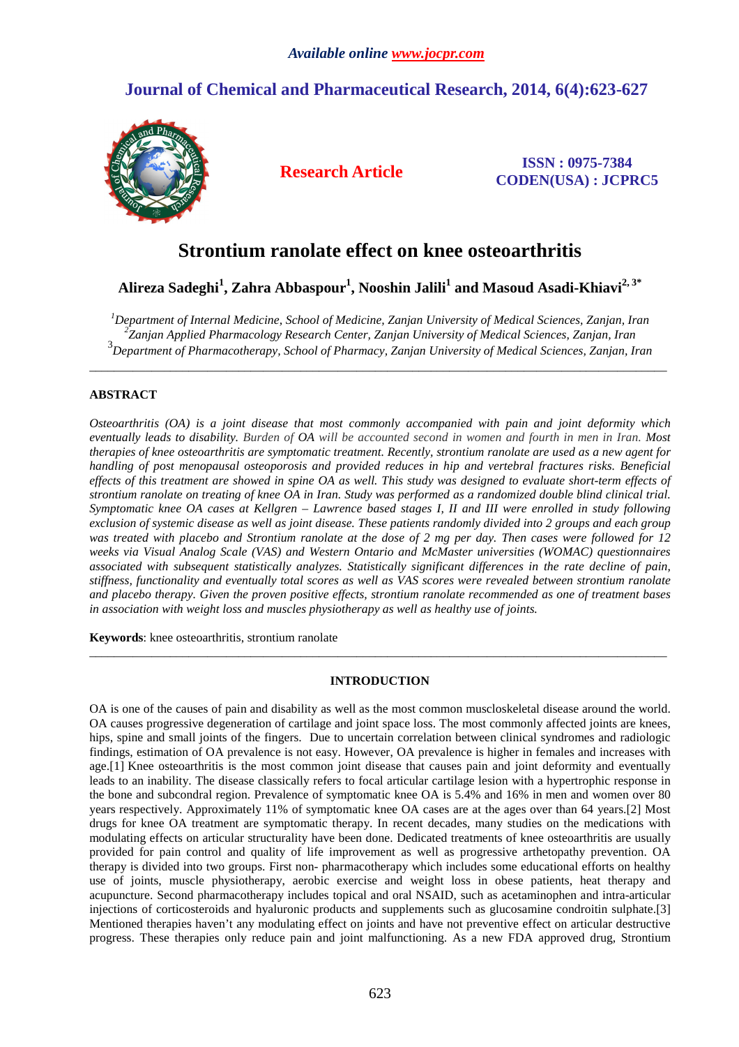*Available online www.jocpr.com*

# Journal of Chemical and Pharmaceutical Research, 2014, 6(4):623-627

**Research Article**

**ISSN : 0975-7384**
**CODEN(USA) : JCPRC5**

# Strontium ranolate effect on knee osteoarthritis

**Alireza Sadeghi[1], Zahra Abbaspour[1], Nooshin Jalili[1] and Masoud Asadi-Khiavi[2, 3*]**

*[1]Department of Internal Medicine, School of Medicine, Zanjan University of Medical Sciences, Zanjan, Iran*
*[2]Zanjan Applied Pharmacology Research Center, Zanjan University of Medical Sciences, Zanjan, Iran*
*[3]Department of Pharmacotherapy, School of Pharmacy, Zanjan University of Medical Sciences, Zanjan, Iran*

---

## ABSTRACT

*Osteoarthritis (OA) is a joint disease that most commonly accompanied with pain and joint deformity which eventually leads to disability. Burden of OA will be accounted second in women and fourth in men in Iran. Most therapies of knee osteoarthritis are symptomatic treatment. Recently, strontium ranolate are used as a new agent for handling of post menopausal osteoporosis and provided reduces in hip and vertebral fractures risks. Beneficial effects of this treatment are showed in spine OA as well. This study was designed to evaluate short-term effects of strontium ranolate on treating of knee OA in Iran. Study was performed as a randomized double blind clinical trial. Symptomatic knee OA cases at Kellgren – Lawrence based stages I, II and III were enrolled in study following exclusion of systemic disease as well as joint disease. These patients randomly divided into 2 groups and each group was treated with placebo and Strontium ranolate at the dose of 2 mg per day. Then cases were followed for 12 weeks via Visual Analog Scale (VAS) and Western Ontario and McMaster universities (WOMAC) questionnaires associated with subsequent statistically analyzes. Statistically significant differences in the rate decline of pain, stiffness, functionality and eventually total scores as well as VAS scores were revealed between strontium ranolate and placebo therapy. Given the proven positive effects, strontium ranolate recommended as one of treatment bases in association with weight loss and muscles physiotherapy as well as healthy use of joints.*

**Keywords**: knee osteoarthritis, strontium ranolate

---

## INTRODUCTION

OA is one of the causes of pain and disability as well as the most common muscloskeletal disease around the world. OA causes progressive degeneration of cartilage and joint space loss. The most commonly affected joints are knees, hips, spine and small joints of the fingers. Due to uncertain correlation between clinical syndromes and radiologic findings, estimation of OA prevalence is not easy. However, OA prevalence is higher in females and increases with age.[1] Knee osteoarthritis is the most common joint disease that causes pain and joint deformity and eventually leads to an inability. The disease classically refers to focal articular cartilage lesion with a hypertrophic response in the bone and subcondral region. Prevalence of symptomatic knee OA is 5.4% and 16% in men and women over 80 years respectively. Approximately 11% of symptomatic knee OA cases are at the ages over than 64 years.[2] Most drugs for knee OA treatment are symptomatic therapy. In recent decades, many studies on the medications with modulating effects on articular structurality have been done. Dedicated treatments of knee osteoarthritis are usually provided for pain control and quality of life improvement as well as progressive arthetopathy prevention. OA therapy is divided into two groups. First non- pharmacotherapy which includes some educational efforts on healthy use of joints, muscle physiotherapy, aerobic exercise and weight loss in obese patients, heat therapy and acupuncture. Second pharmacotherapy includes topical and oral NSAID, such as acetaminophen and intra-articular injections of corticosteroids and hyaluronic products and supplements such as glucosamine condroitin sulphate.[3] Mentioned therapies haven't any modulating effect on joints and have not preventive effect on articular destructive progress. These therapies only reduce pain and joint malfunctioning. As a new FDA approved drug, Strontium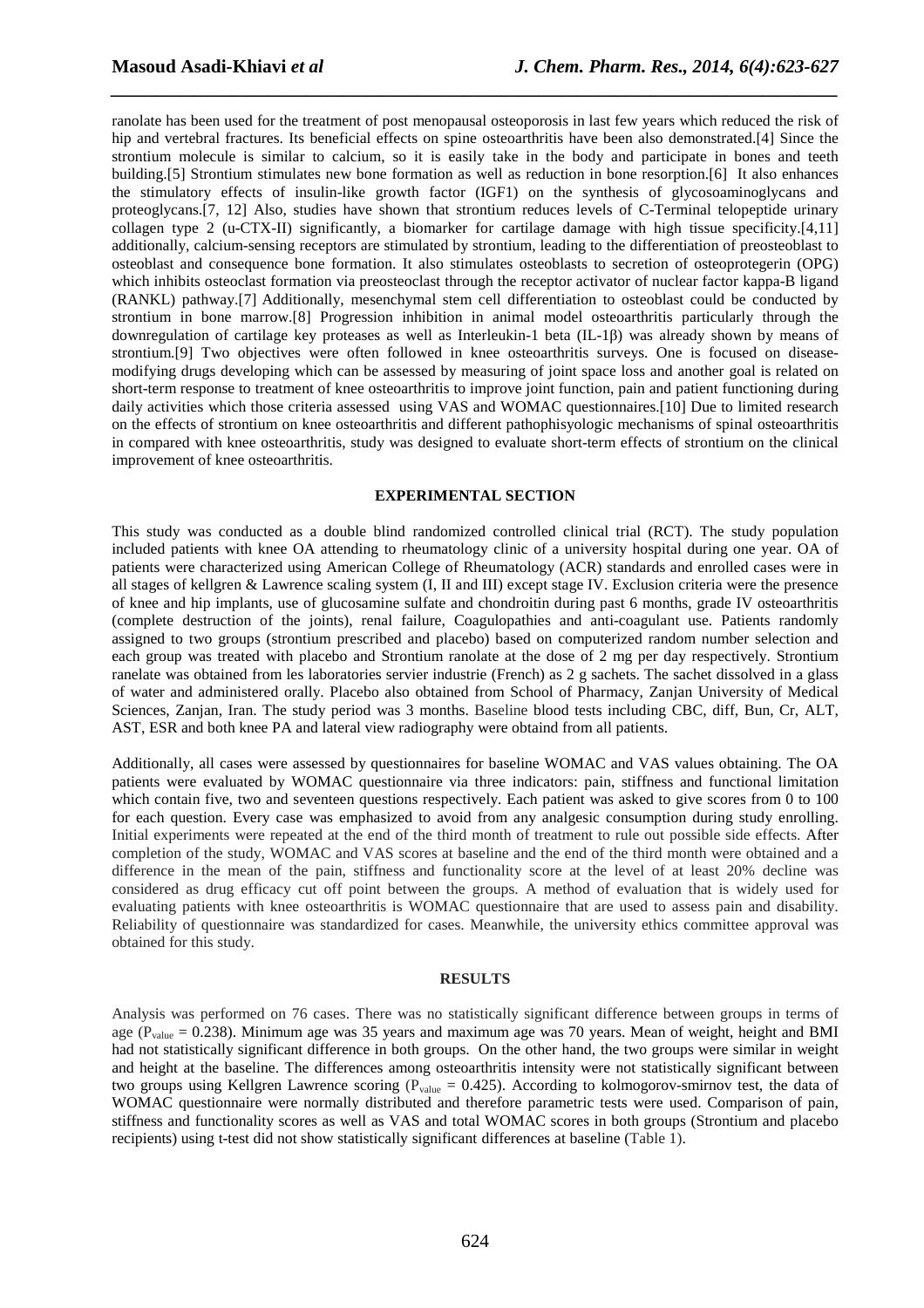ranolate has been used for the treatment of post menopausal osteoporosis in last few years which reduced the risk of hip and vertebral fractures. Its beneficial effects on spine osteoarthritis have been also demonstrated.[4] Since the strontium molecule is similar to calcium, so it is easily take in the body and participate in bones and teeth building.[5] Strontium stimulates new bone formation as well as reduction in bone resorption.[6] It also enhances the stimulatory effects of insulin-like growth factor (IGF1) on the synthesis of glycosoaminoglycans and proteoglycans.[7, 12] Also, studies have shown that strontium reduces levels of C-Terminal telopeptide urinary collagen type 2 (u-CTX-II) significantly, a biomarker for cartilage damage with high tissue specificity.[4,11] additionally, calcium-sensing receptors are stimulated by strontium, leading to the differentiation of preosteoblast to osteoblast and consequence bone formation. It also stimulates osteoblasts to secretion of osteoprotegerin (OPG) which inhibits osteoclast formation via preosteoclast through the receptor activator of nuclear factor kappa-B ligand (RANKL) pathway.[7] Additionally, mesenchymal stem cell differentiation to osteoblast could be conducted by strontium in bone marrow.[8] Progression inhibition in animal model osteoarthritis particularly through the downregulation of cartilage key proteases as well as Interleukin-1 beta (IL-1β) was already shown by means of strontium.[9] Two objectives were often followed in knee osteoarthritis surveys. One is focused on disease-modifying drugs developing which can be assessed by measuring of joint space loss and another goal is related on short-term response to treatment of knee osteoarthritis to improve joint function, pain and patient functioning during daily activities which those criteria assessed using VAS and WOMAC questionnaires.[10] Due to limited research on the effects of strontium on knee osteoarthritis and different pathophisyologic mechanisms of spinal osteoarthritis in compared with knee osteoarthritis, study was designed to evaluate short-term effects of strontium on the clinical improvement of knee osteoarthritis.

## EXPERIMENTAL SECTION

This study was conducted as a double blind randomized controlled clinical trial (RCT). The study population included patients with knee OA attending to rheumatology clinic of a university hospital during one year. OA of patients were characterized using American College of Rheumatology (ACR) standards and enrolled cases were in all stages of kellgren & Lawrence scaling system (I, II and III) except stage IV. Exclusion criteria were the presence of knee and hip implants, use of glucosamine sulfate and chondroitin during past 6 months, grade IV osteoarthritis (complete destruction of the joints), renal failure, Coagulopathies and anti-coagulant use. Patients randomly assigned to two groups (strontium prescribed and placebo) based on computerized random number selection and each group was treated with placebo and Strontium ranolate at the dose of 2 mg per day respectively. Strontium ranelate was obtained from les laboratories servier industrie (French) as 2 g sachets. The sachet dissolved in a glass of water and administered orally. Placebo also obtained from School of Pharmacy, Zanjan University of Medical Sciences, Zanjan, Iran. The study period was 3 months. Baseline blood tests including CBC, diff, Bun, Cr, ALT, AST, ESR and both knee PA and lateral view radiography were obtaind from all patients.

Additionally, all cases were assessed by questionnaires for baseline WOMAC and VAS values obtaining. The OA patients were evaluated by WOMAC questionnaire via three indicators: pain, stiffness and functional limitation which contain five, two and seventeen questions respectively. Each patient was asked to give scores from 0 to 100 for each question. Every case was emphasized to avoid from any analgesic consumption during study enrolling. Initial experiments were repeated at the end of the third month of treatment to rule out possible side effects. After completion of the study, WOMAC and VAS scores at baseline and the end of the third month were obtained and a difference in the mean of the pain, stiffness and functionality score at the level of at least 20% decline was considered as drug efficacy cut off point between the groups. A method of evaluation that is widely used for evaluating patients with knee osteoarthritis is WOMAC questionnaire that are used to assess pain and disability. Reliability of questionnaire was standardized for cases. Meanwhile, the university ethics committee approval was obtained for this study.

## RESULTS

Analysis was performed on 76 cases. There was no statistically significant difference between groups in terms of age ($P_{value} = 0.238$). Minimum age was 35 years and maximum age was 70 years. Mean of weight, height and BMI had not statistically significant difference in both groups. On the other hand, the two groups were similar in weight and height at the baseline. The differences among osteoarthritis intensity were not statistically significant between two groups using Kellgren Lawrence scoring ($P_{value} = 0.425$). According to kolmogorov-smirnov test, the data of WOMAC questionnaire were normally distributed and therefore parametric tests were used. Comparison of pain, stiffness and functionality scores as well as VAS and total WOMAC scores in both groups (Strontium and placebo recipients) using t-test did not show statistically significant differences at baseline (Table 1).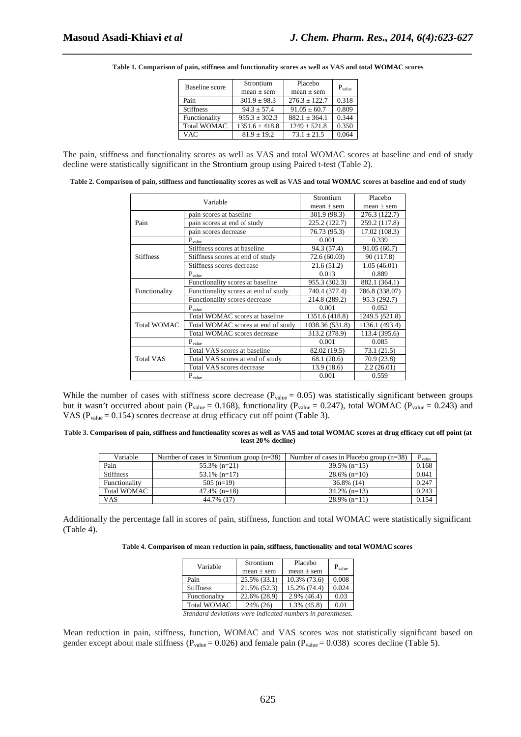**Table 1. Comparison of pain, stiffness and functionality scores as well as VAS and total WOMAC scores**

| Baseline score | Strontium mean ± sem | Placebo mean ± sem | $P_{value}$ |
|---|---|---|---|
| Pain | 301.9 ± 98.3 | 276.3 ± 122.7 | 0.318 |
| Stiffness | 94.3 ± 57.4 | 91.05 ± 60.7 | 0.809 |
| Functionality | 955.3 ± 302.3 | 882.1 ± 364.1 | 0.344 |
| Total WOMAC | 1351.6 ± 418.8 | 1249 ± 521.8 | 0.350 |
| VAC | 81.9 ± 19.2 | 73.1 ± 21.5 | 0.064 |

The pain, stiffness and functionality scores as well as VAS and total WOMAC scores at baseline and end of study decline were statistically significant in the Strontium group using Paired t-test (Table 2).

**Table 2. Comparison of pain, stiffness and functionality scores as well as VAS and total WOMAC scores at baseline and end of study**

| Variable | | Strontium mean ± sem | Placebo mean ± sem |
|---|---|---|---|
| Pain | pain scores at baseline | 301.9 (98.3) | 276.3 (122.7) |
| | pain scores at end of study | 225.2 (122.7) | 259.2 (117.8) |
| | pain scores decrease | 76.73 (95.3) | 17.02 (108.3) |
| | $P_{value}$ | 0.001 | 0.339 |
| Stiffness | Stiffness scores at baseline | 94.3 (57.4) | 91.05 (60.7) |
| | Stiffness scores at end of study | 72.6 (60.03) | 90 (117.8) |
| | Stiffness scores decrease | 21.6 (51.2) | 1.05 (46.01) |
| | $P_{value}$ | 0.013 | 0.889 |
| Functionality | Functionality scores at baseline | 955.3 (302.3) | 882.1 (364.1) |
| | Functionality scores at end of study | 740.4 (377.4) | 786.8 (338.07) |
| | Functionality scores decrease | 214.8 (289.2) | 95.3 (292.7) |
| | $P_{value}$ | 0.001 | 0.052 |
| Total WOMAC | Total WOMAC scores at baseline | 1351.6 (418.8) | 1249.5 )521.8) |
| | Total WOMAC scores at end of study | 1038.36 (531.8) | 1136.1 (493.4) |
| | Total WOMAC scores decrease | 313.2 (378.9) | 113.4 (395.6) |
| | $P_{value}$ | 0.001 | 0.085 |
| Total VAS | Total VAS scores at baseline | 82.02 (19.5) | 73.1 (21.5) |
| | Total VAS scores at end of study | 68.1 (20.6) | 70.9 (23.8) |
| | Total VAS scores decrease | 13.9 (18.6) | 2.2 (26.01) |
| | $P_{value}$ | 0.001 | 0.559 |

While the number of cases with stiffness score decrease ($P_{value}$ = 0.05) was statistically significant between groups but it wasn't occurred about pain ($P_{value}$ = 0.168), functionality ($P_{value}$ = 0.247), total WOMAC ($P_{value}$ = 0.243) and VAS ($P_{value}$ = 0.154) scores decrease at drug efficacy cut off point (Table 3).

**Table 3. Comparison of pain, stiffness and functionality scores as well as VAS and total WOMAC scores at drug efficacy cut off point (at least 20% decline)**

| Variable | Number of cases in Strontium group (n=38) | Number of cases in Placebo group (n=38) | $P_{value}$ |
|---|---|---|---|
| Pain | 55.3% (n=21) | 39.5% (n=15) | 0.168 |
| Stiffness | 53.1% (n=17) | 28.6% (n=10) | 0.041 |
| Functionality | 505 (n=19) | 36.8% (14) | 0.247 |
| Total WOMAC | 47.4% (n=18) | 34.2% (n=13) | 0.243 |
| VAS | 44.7% (17) | 28.9% (n=11) | 0.154 |

Additionally the percentage fall in scores of pain, stiffness, function and total WOMAC were statistically significant (Table 4).

**Table 4. Comparison of mean reduction in pain, stiffness, functionality and total WOMAC scores**

| Variable | Strontium mean ± sem | Placebo mean ± sem | $P_{value}$ |
|---|---|---|---|
| Pain | 25.5% (33.1) | 10.3% (73.6) | 0.008 |
| Stiffness | 21.5% (52.3) | 15.2% (74.4) | 0.024 |
| Functionality | 22.6% (28.9) | 2.9% (46.4) | 0.03 |
| Total WOMAC | 24% (26) | 1.3% (45.8) | 0.01 |

*Standard deviations were indicated numbers in parentheses.*

Mean reduction in pain, stiffness, function, WOMAC and VAS scores was not statistically significant based on gender except about male stiffness ($P_{value}$ = 0.026) and female pain ($P_{value}$ = 0.038) scores decline (Table 5).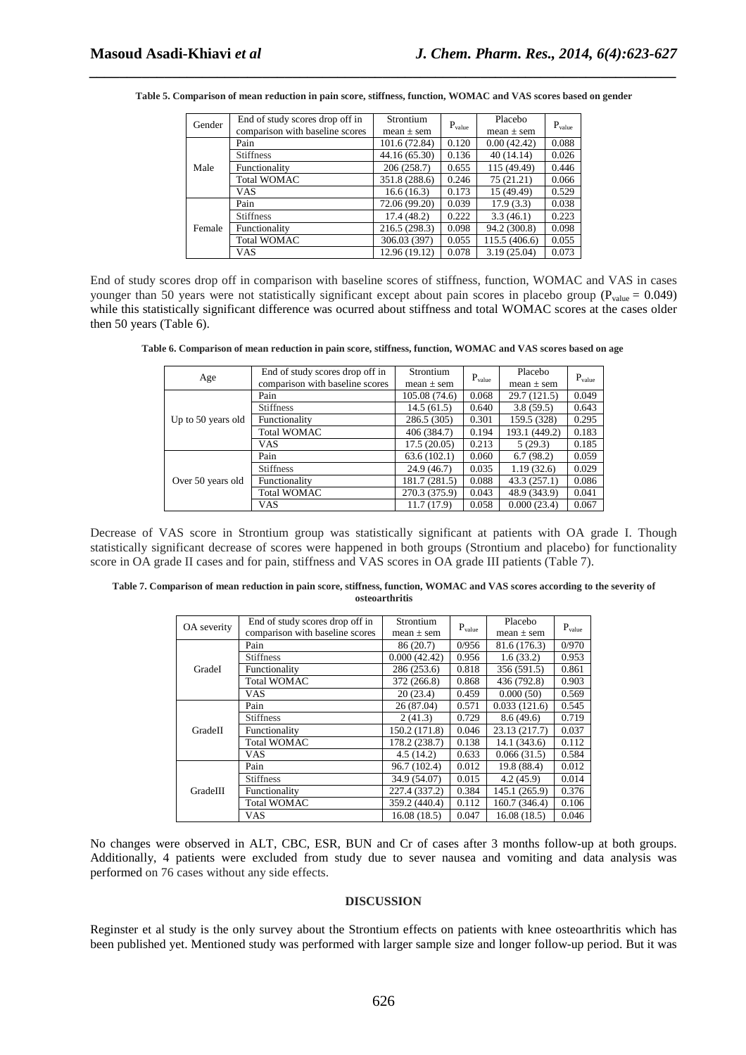**Table 5. Comparison of mean reduction in pain score, stiffness, function, WOMAC and VAS scores based on gender**

| Gender | End of study scores drop off in comparison with baseline scores | Strontium mean ± sem | $P_{value}$ | Placebo mean ± sem | $P_{value}$ |
|---|---|---|---|---|---|
| Male | Pain | 101.6 (72.84) | 0.120 | 0.00 (42.42) | 0.088 |
| | Stiffness | 44.16 (65.30) | 0.136 | 40 (14.14) | 0.026 |
| | Functionality | 206 (258.7) | 0.655 | 115 (49.49) | 0.446 |
| | Total WOMAC | 351.8 (288.6) | 0.246 | 75 (21.21) | 0.066 |
| | VAS | 16.6 (16.3) | 0.173 | 15 (49.49) | 0.529 |
| Female | Pain | 72.06 (99.20) | 0.039 | 17.9 (3.3) | 0.038 |
| | Stiffness | 17.4 (48.2) | 0.222 | 3.3 (46.1) | 0.223 |
| | Functionality | 216.5 (298.3) | 0.098 | 94.2 (300.8) | 0.098 |
| | Total WOMAC | 306.03 (397) | 0.055 | 115.5 (406.6) | 0.055 |
| | VAS | 12.96 (19.12) | 0.078 | 3.19 (25.04) | 0.073 |

End of study scores drop off in comparison with baseline scores of stiffness, function, WOMAC and VAS in cases younger than 50 years were not statistically significant except about pain scores in placebo group ($P_{value} = 0.049$) while this statistically significant difference was ocurred about stiffness and total WOMAC scores at the cases older then 50 years (Table 6).

**Table 6. Comparison of mean reduction in pain score, stiffness, function, WOMAC and VAS scores based on age**

| Age | End of study scores drop off in comparison with baseline scores | Strontium mean ± sem | $P_{value}$ | Placebo mean ± sem | $P_{value}$ |
|---|---|---|---|---|---|
| Up to 50 years old | Pain | 105.08 (74.6) | 0.068 | 29.7 (121.5) | 0.049 |
| | Stiffness | 14.5 (61.5) | 0.640 | 3.8 (59.5) | 0.643 |
| | Functionality | 286.5 (305) | 0.301 | 159.5 (328) | 0.295 |
| | Total WOMAC | 406 (384.7) | 0.194 | 193.1 (449.2) | 0.183 |
| | VAS | 17.5 (20.05) | 0.213 | 5 (29.3) | 0.185 |
| Over 50 years old | Pain | 63.6 (102.1) | 0.060 | 6.7 (98.2) | 0.059 |
| | Stiffness | 24.9 (46.7) | 0.035 | 1.19 (32.6) | 0.029 |
| | Functionality | 181.7 (281.5) | 0.088 | 43.3 (257.1) | 0.086 |
| | Total WOMAC | 270.3 (375.9) | 0.043 | 48.9 (343.9) | 0.041 |
| | VAS | 11.7 (17.9) | 0.058 | 0.000 (23.4) | 0.067 |

Decrease of VAS score in Strontium group was statistically significant at patients with OA grade I. Though statistically significant decrease of scores were happened in both groups (Strontium and placebo) for functionality score in OA grade II cases and for pain, stiffness and VAS scores in OA grade III patients (Table 7).

**Table 7. Comparison of mean reduction in pain score, stiffness, function, WOMAC and VAS scores according to the severity of osteoarthritis**

| OA severity | End of study scores drop off in comparison with baseline scores | Strontium mean ± sem | $P_{value}$ | Placebo mean ± sem | $P_{value}$ |
|---|---|---|---|---|---|
| GradeI | Pain | 86 (20.7) | 0/956 | 81.6 (176.3) | 0/970 |
| | Stiffness | 0.000 (42.42) | 0.956 | 1.6 (33.2) | 0.953 |
| | Functionality | 286 (253.6) | 0.818 | 356 (591.5) | 0.861 |
| | Total WOMAC | 372 (266.8) | 0.868 | 436 (792.8) | 0.903 |
| | VAS | 20 (23.4) | 0.459 | 0.000 (50) | 0.569 |
| GradeII | Pain | 26 (87.04) | 0.571 | 0.033 (121.6) | 0.545 |
| | Stiffness | 2 (41.3) | 0.729 | 8.6 (49.6) | 0.719 |
| | Functionality | 150.2 (171.8) | 0.046 | 23.13 (217.7) | 0.037 |
| | Total WOMAC | 178.2 (238.7) | 0.138 | 14.1 (343.6) | 0.112 |
| | VAS | 4.5 (14.2) | 0.633 | 0.066 (31.5) | 0.584 |
| GradeIII | Pain | 96.7 (102.4) | 0.012 | 19.8 (88.4) | 0.012 |
| | Stiffness | 34.9 (54.07) | 0.015 | 4.2 (45.9) | 0.014 |
| | Functionality | 227.4 (337.2) | 0.384 | 145.1 (265.9) | 0.376 |
| | Total WOMAC | 359.2 (440.4) | 0.112 | 160.7 (346.4) | 0.106 |
| | VAS | 16.08 (18.5) | 0.047 | 16.08 (18.5) | 0.046 |

No changes were observed in ALT, CBC, ESR, BUN and Cr of cases after 3 months follow-up at both groups. Additionally, 4 patients were excluded from study due to sever nausea and vomiting and data analysis was performed on 76 cases without any side effects.

## DISCUSSION

Reginster et al study is the only survey about the Strontium effects on patients with knee osteoarthritis which has been published yet. Mentioned study was performed with larger sample size and longer follow-up period. But it was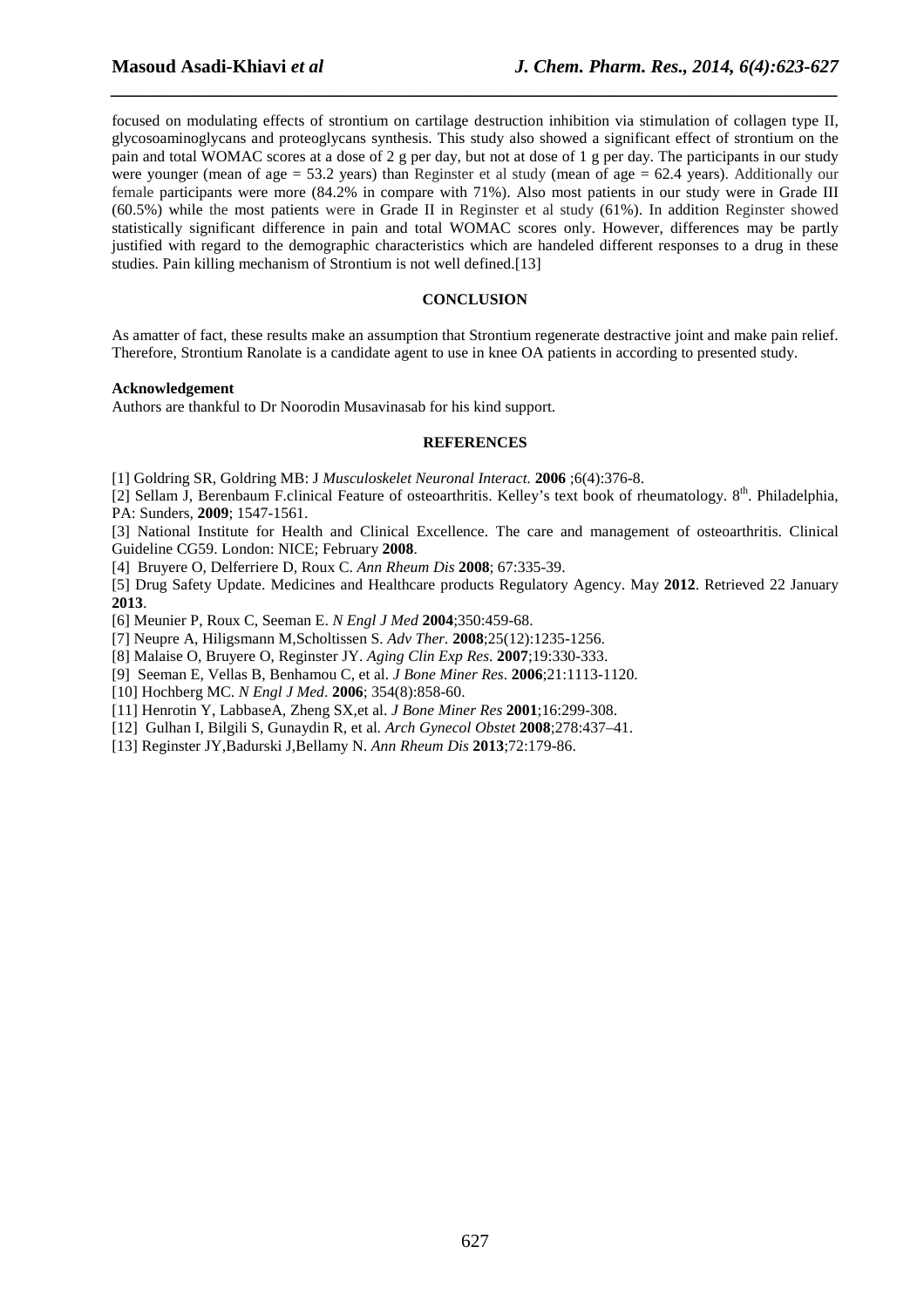focused on modulating effects of strontium on cartilage destruction inhibition via stimulation of collagen type II, glycosoaminoglycans and proteoglycans synthesis. This study also showed a significant effect of strontium on the pain and total WOMAC scores at a dose of 2 g per day, but not at dose of 1 g per day. The participants in our study were younger (mean of age = 53.2 years) than Reginster et al study (mean of age = 62.4 years). Additionally our female participants were more (84.2% in compare with 71%). Also most patients in our study were in Grade III (60.5%) while the most patients were in Grade II in Reginster et al study (61%). In addition Reginster showed statistically significant difference in pain and total WOMAC scores only. However, differences may be partly justified with regard to the demographic characteristics which are handeled different responses to a drug in these studies. Pain killing mechanism of Strontium is not well defined.[13]

## CONCLUSION

As amatter of fact, these results make an assumption that Strontium regenerate destractive joint and make pain relief. Therefore, Strontium Ranolate is a candidate agent to use in knee OA patients in according to presented study.

**Acknowledgement**

Authors are thankful to Dr Noorodin Musavinasab for his kind support.

## REFERENCES

[1] Goldring SR, Goldring MB: J *Musculoskelet Neuronal Interact.* **2006** ;6(4):376-8.

[2] Sellam J, Berenbaum F.clinical Feature of osteoarthritis. Kelley's text book of rheumatology. 8th. Philadelphia, PA: Sunders, **2009**; 1547-1561.

[3] National Institute for Health and Clinical Excellence. The care and management of osteoarthritis. Clinical Guideline CG59. London: NICE; February **2008**.

[4] Bruyere O, Delferriere D, Roux C. *Ann Rheum Dis* **2008**; 67:335-39.

[5] Drug Safety Update. Medicines and Healthcare products Regulatory Agency. May **2012**. Retrieved 22 January **2013**.

[6] Meunier P, Roux C, Seeman E. *N Engl J Med* **2004**;350:459-68.

[7] Neupre A, Hiligsmann M,Scholtissen S. *Adv Ther.* **2008**;25(12):1235-1256.

[8] Malaise O, Bruyere O, Reginster JY. *Aging Clin Exp Res*. **2007**;19:330-333.

[9] Seeman E, Vellas B, Benhamou C, et al. *J Bone Miner Res*. **2006**;21:1113-1120.

[10] Hochberg MC. *N Engl J Med*. **2006**; 354(8):858-60.

[11] Henrotin Y, LabbaseA, Zheng SX,et al. *J Bone Miner Res* **2001**;16:299-308.

[12] Gulhan I, Bilgili S, Gunaydin R, et al. *Arch Gynecol Obstet* **2008**;278:437–41.

[13] Reginster JY,Badurski J,Bellamy N. *Ann Rheum Dis* **2013**;72:179-86.